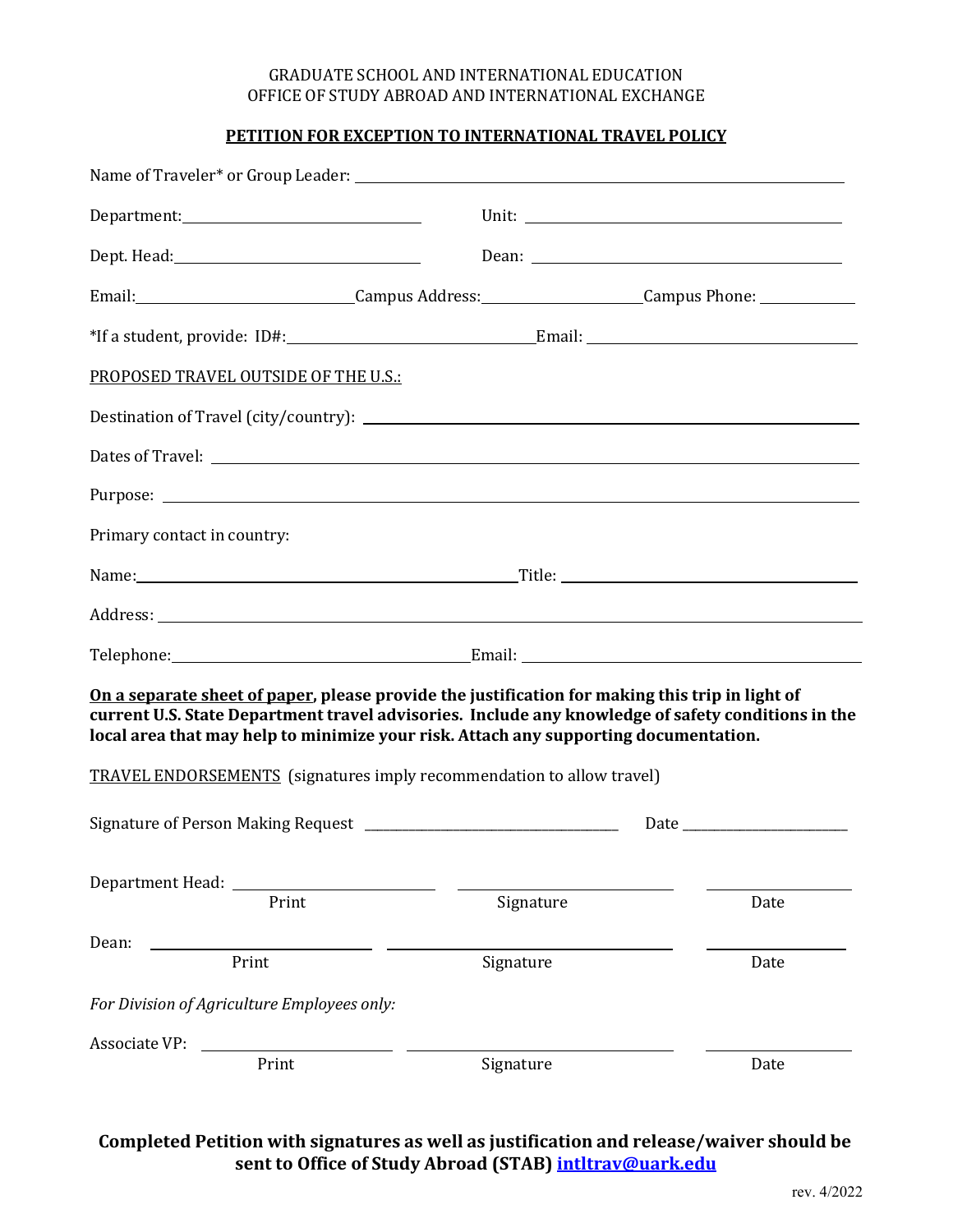GRADUATE SCHOOL AND INTERNATIONAL EDUCATION
OFFICE OF STUDY ABROAD AND INTERNATIONAL EXCHANGE

**PETITION FOR EXCEPTION TO INTERNATIONAL TRAVEL POLICY**

Name of Traveler* or Group Leader: ______________________________

Department: ____________________ Unit: ____________________

Dept. Head: ____________________ Dean: ____________________

Email: ________________ Campus Address: ________________ Campus Phone: __________

*If a student, provide: ID#: ____________________ Email: ____________________

PROPOSED TRAVEL OUTSIDE OF THE U.S.:

Destination of Travel (city/country): ______________________________

Dates of Travel: ______________________________

Purpose: ______________________________

Primary contact in country:

Name: ____________________ Title: ____________________

Address: ______________________________

Telephone: ____________________ Email: ____________________

**On a separate sheet of paper, please provide the justification for making this trip in light of current U.S. State Department travel advisories. Include any knowledge of safety conditions in the local area that may help to minimize your risk. Attach any supporting documentation.**

TRAVEL ENDORSEMENTS (signatures imply recommendation to allow travel)

Signature of Person Making Request ____________________ Date ____________

Department Head: ____________________ ____________________ ____________
Print Signature Date

Dean: ____________________ ____________________ ____________
Print Signature Date

*For Division of Agriculture Employees only:*

Associate VP: ____________________ ____________________ ____________
Print Signature Date

**Completed Petition with signatures as well as justification and release/waiver should be sent to Office of Study Abroad (STAB) intltrav@uark.edu**

rev. 4/2022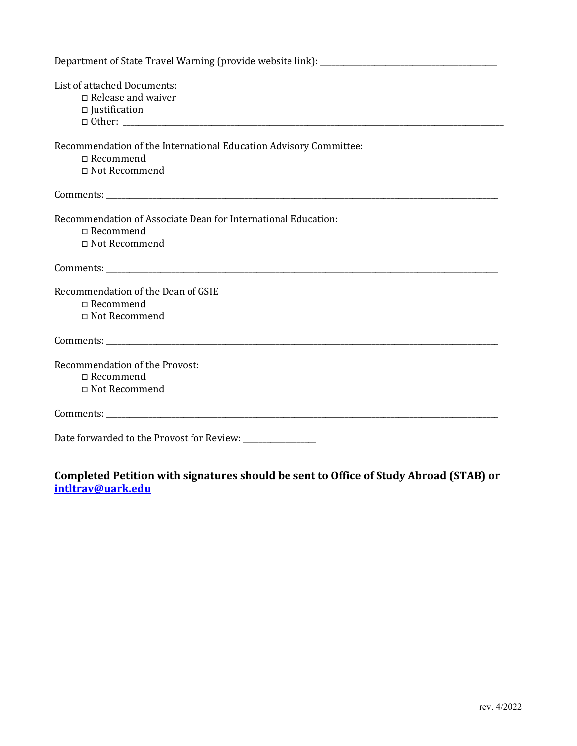Department of State Travel Warning (provide website link): ________________________________________

List of attached Documents:

- ◻ Release and waiver
- ◻ Justification
- ◻ Other: ________________________________________________________________________________

Recommendation of the International Education Advisory Committee:

- ◻ Recommend
- ◻ Not Recommend

Comments: ________________________________________________________________________________

Recommendation of Associate Dean for International Education:

- ◻ Recommend
- ◻ Not Recommend

Comments: ________________________________________________________________________________

Recommendation of the Dean of GSIE

- ◻ Recommend
- ◻ Not Recommend

Comments: ________________________________________________________________________________

Recommendation of the Provost:

- ◻ Recommend
- ◻ Not Recommend

Comments: ________________________________________________________________________________

Date forwarded to the Provost for Review: ________________

**Completed Petition with signatures should be sent to Office of Study Abroad (STAB) or [intltrav@uark.edu](mailto:intltrav@uark.edu)**

rev. 4/2022